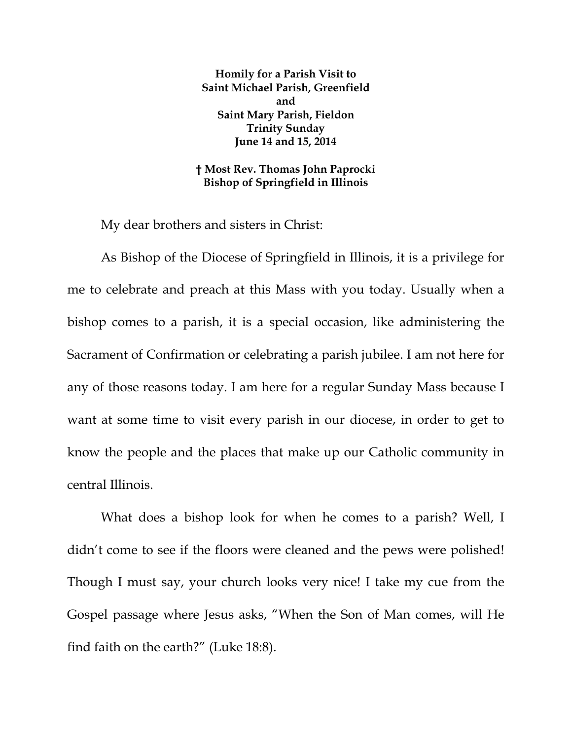**Homily for a Parish Visit to**
**Saint Michael Parish, Greenfield**
**and**
**Saint Mary Parish, Fieldon**
**Trinity Sunday**
**June 14 and 15, 2014**

**† Most Rev. Thomas John Paprocki**
**Bishop of Springfield in Illinois**

My dear brothers and sisters in Christ:

As Bishop of the Diocese of Springfield in Illinois, it is a privilege for me to celebrate and preach at this Mass with you today. Usually when a bishop comes to a parish, it is a special occasion, like administering the Sacrament of Confirmation or celebrating a parish jubilee. I am not here for any of those reasons today. I am here for a regular Sunday Mass because I want at some time to visit every parish in our diocese, in order to get to know the people and the places that make up our Catholic community in central Illinois.

What does a bishop look for when he comes to a parish? Well, I didn't come to see if the floors were cleaned and the pews were polished! Though I must say, your church looks very nice! I take my cue from the Gospel passage where Jesus asks, "When the Son of Man comes, will He find faith on the earth?" (Luke 18:8).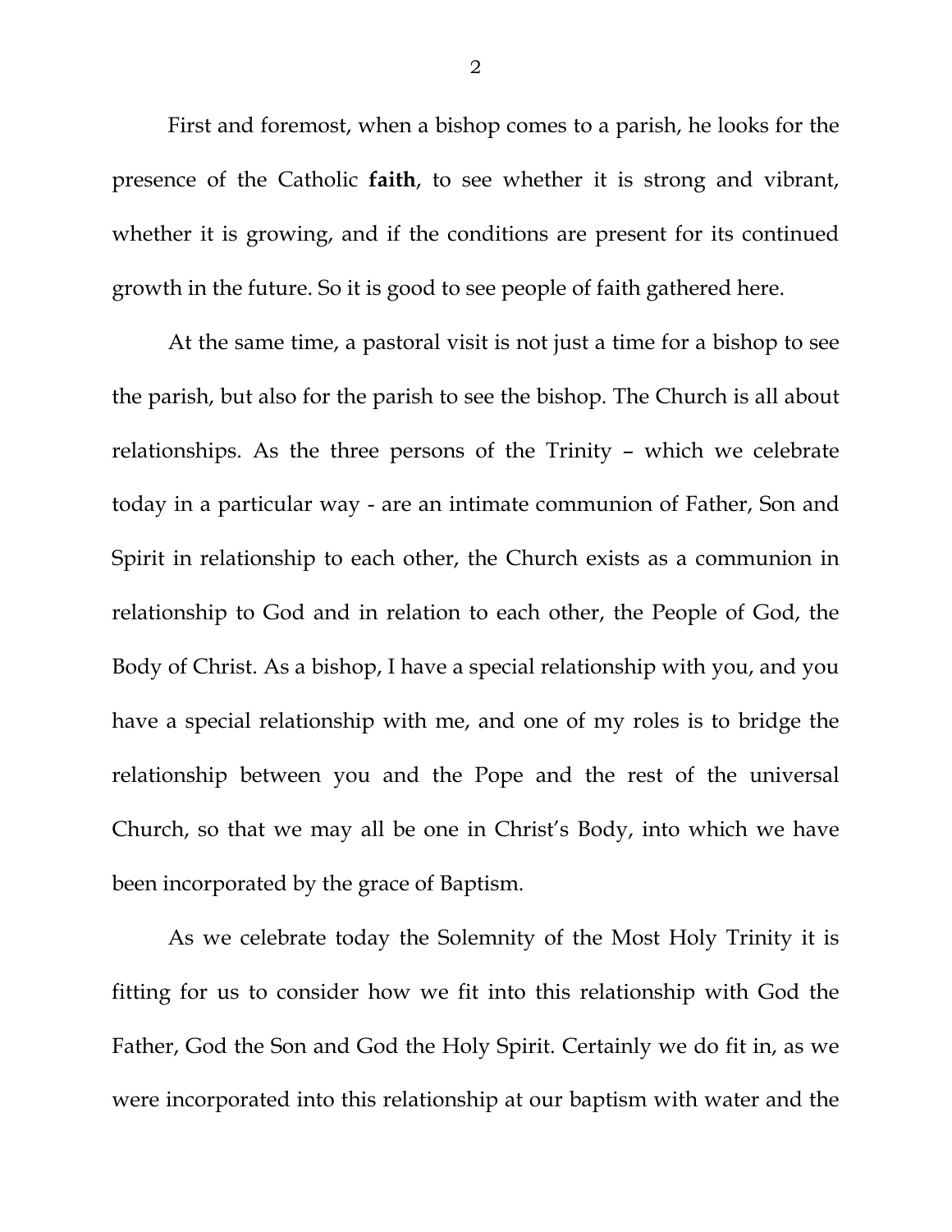First and foremost, when a bishop comes to a parish, he looks for the presence of the Catholic **faith**, to see whether it is strong and vibrant, whether it is growing, and if the conditions are present for its continued growth in the future. So it is good to see people of faith gathered here.

At the same time, a pastoral visit is not just a time for a bishop to see the parish, but also for the parish to see the bishop. The Church is all about relationships. As the three persons of the Trinity – which we celebrate today in a particular way - are an intimate communion of Father, Son and Spirit in relationship to each other, the Church exists as a communion in relationship to God and in relation to each other, the People of God, the Body of Christ. As a bishop, I have a special relationship with you, and you have a special relationship with me, and one of my roles is to bridge the relationship between you and the Pope and the rest of the universal Church, so that we may all be one in Christ's Body, into which we have been incorporated by the grace of Baptism.

As we celebrate today the Solemnity of the Most Holy Trinity it is fitting for us to consider how we fit into this relationship with God the Father, God the Son and God the Holy Spirit. Certainly we do fit in, as we were incorporated into this relationship at our baptism with water and the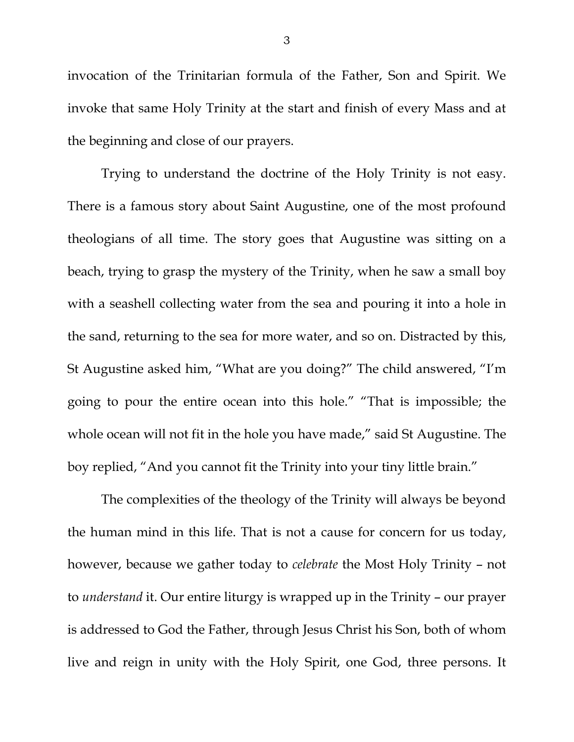invocation of the Trinitarian formula of the Father, Son and Spirit. We invoke that same Holy Trinity at the start and finish of every Mass and at the beginning and close of our prayers.

Trying to understand the doctrine of the Holy Trinity is not easy. There is a famous story about Saint Augustine, one of the most profound theologians of all time. The story goes that Augustine was sitting on a beach, trying to grasp the mystery of the Trinity, when he saw a small boy with a seashell collecting water from the sea and pouring it into a hole in the sand, returning to the sea for more water, and so on. Distracted by this, St Augustine asked him, "What are you doing?" The child answered, "I'm going to pour the entire ocean into this hole." "That is impossible; the whole ocean will not fit in the hole you have made," said St Augustine. The boy replied, "And you cannot fit the Trinity into your tiny little brain."

The complexities of the theology of the Trinity will always be beyond the human mind in this life. That is not a cause for concern for us today, however, because we gather today to *celebrate* the Most Holy Trinity – not to *understand* it. Our entire liturgy is wrapped up in the Trinity – our prayer is addressed to God the Father, through Jesus Christ his Son, both of whom live and reign in unity with the Holy Spirit, one God, three persons. It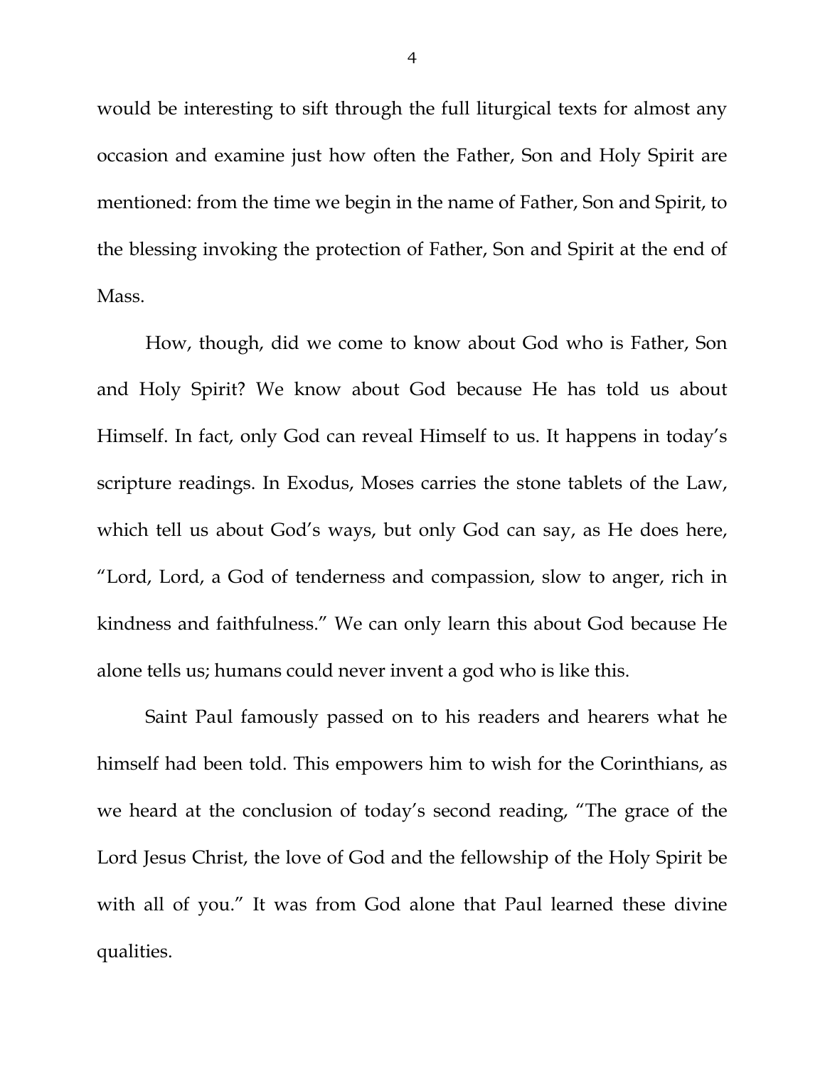would be interesting to sift through the full liturgical texts for almost any occasion and examine just how often the Father, Son and Holy Spirit are mentioned: from the time we begin in the name of Father, Son and Spirit, to the blessing invoking the protection of Father, Son and Spirit at the end of Mass.

How, though, did we come to know about God who is Father, Son and Holy Spirit? We know about God because He has told us about Himself. In fact, only God can reveal Himself to us. It happens in today's scripture readings. In Exodus, Moses carries the stone tablets of the Law, which tell us about God's ways, but only God can say, as He does here, "Lord, Lord, a God of tenderness and compassion, slow to anger, rich in kindness and faithfulness." We can only learn this about God because He alone tells us; humans could never invent a god who is like this.

Saint Paul famously passed on to his readers and hearers what he himself had been told. This empowers him to wish for the Corinthians, as we heard at the conclusion of today's second reading, "The grace of the Lord Jesus Christ, the love of God and the fellowship of the Holy Spirit be with all of you." It was from God alone that Paul learned these divine qualities.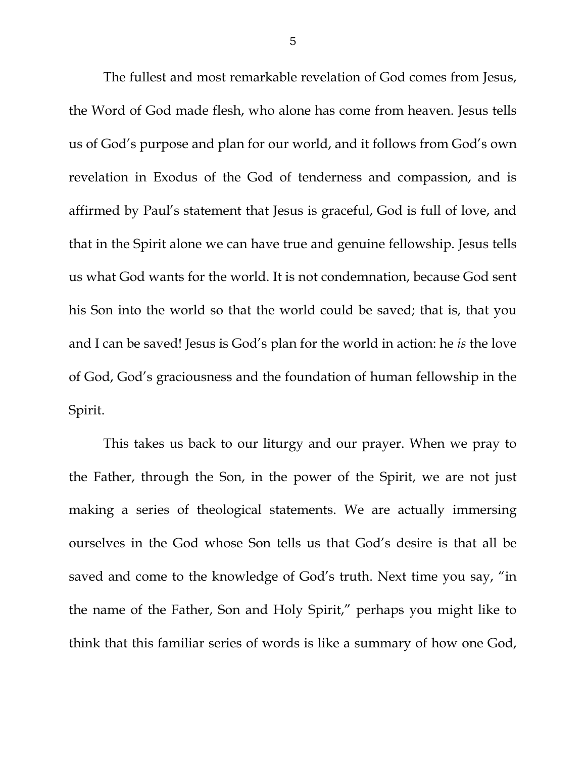The fullest and most remarkable revelation of God comes from Jesus, the Word of God made flesh, who alone has come from heaven. Jesus tells us of God's purpose and plan for our world, and it follows from God's own revelation in Exodus of the God of tenderness and compassion, and is affirmed by Paul's statement that Jesus is graceful, God is full of love, and that in the Spirit alone we can have true and genuine fellowship. Jesus tells us what God wants for the world. It is not condemnation, because God sent his Son into the world so that the world could be saved; that is, that you and I can be saved! Jesus is God's plan for the world in action: he *is* the love of God, God's graciousness and the foundation of human fellowship in the Spirit.

This takes us back to our liturgy and our prayer. When we pray to the Father, through the Son, in the power of the Spirit, we are not just making a series of theological statements. We are actually immersing ourselves in the God whose Son tells us that God's desire is that all be saved and come to the knowledge of God's truth. Next time you say, "in the name of the Father, Son and Holy Spirit," perhaps you might like to think that this familiar series of words is like a summary of how one God,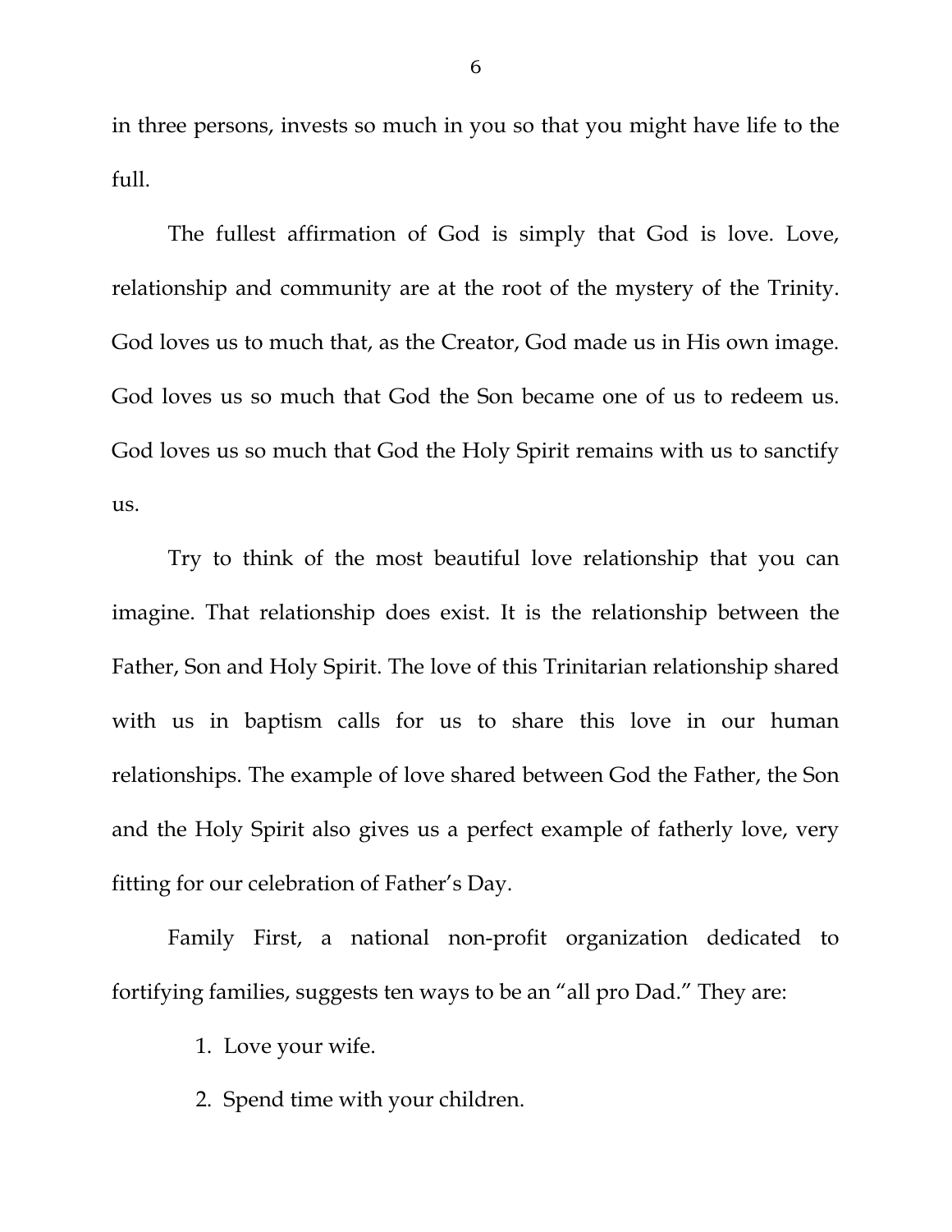in three persons, invests so much in you so that you might have life to the full.

The fullest affirmation of God is simply that God is love. Love, relationship and community are at the root of the mystery of the Trinity. God loves us to much that, as the Creator, God made us in His own image. God loves us so much that God the Son became one of us to redeem us. God loves us so much that God the Holy Spirit remains with us to sanctify us.

Try to think of the most beautiful love relationship that you can imagine. That relationship does exist. It is the relationship between the Father, Son and Holy Spirit. The love of this Trinitarian relationship shared with us in baptism calls for us to share this love in our human relationships. The example of love shared between God the Father, the Son and the Holy Spirit also gives us a perfect example of fatherly love, very fitting for our celebration of Father's Day.

Family First, a national non-profit organization dedicated to fortifying families, suggests ten ways to be an "all pro Dad." They are:

1. Love your wife.
2. Spend time with your children.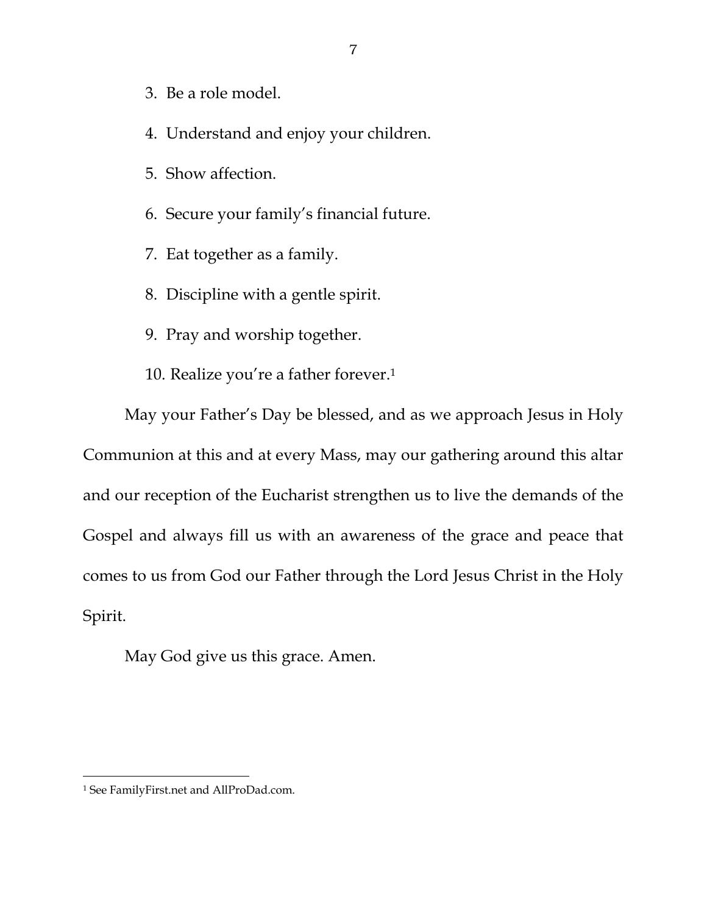3. Be a role model.
4. Understand and enjoy your children.
5. Show affection.
6. Secure your family's financial future.
7. Eat together as a family.
8. Discipline with a gentle spirit.
9. Pray and worship together.
10. Realize you're a father forever.[1]

May your Father's Day be blessed, and as we approach Jesus in Holy Communion at this and at every Mass, may our gathering around this altar and our reception of the Eucharist strengthen us to live the demands of the Gospel and always fill us with an awareness of the grace and peace that comes to us from God our Father through the Lord Jesus Christ in the Holy Spirit.

May God give us this grace. Amen.

---

[1] See FamilyFirst.net and AllProDad.com.